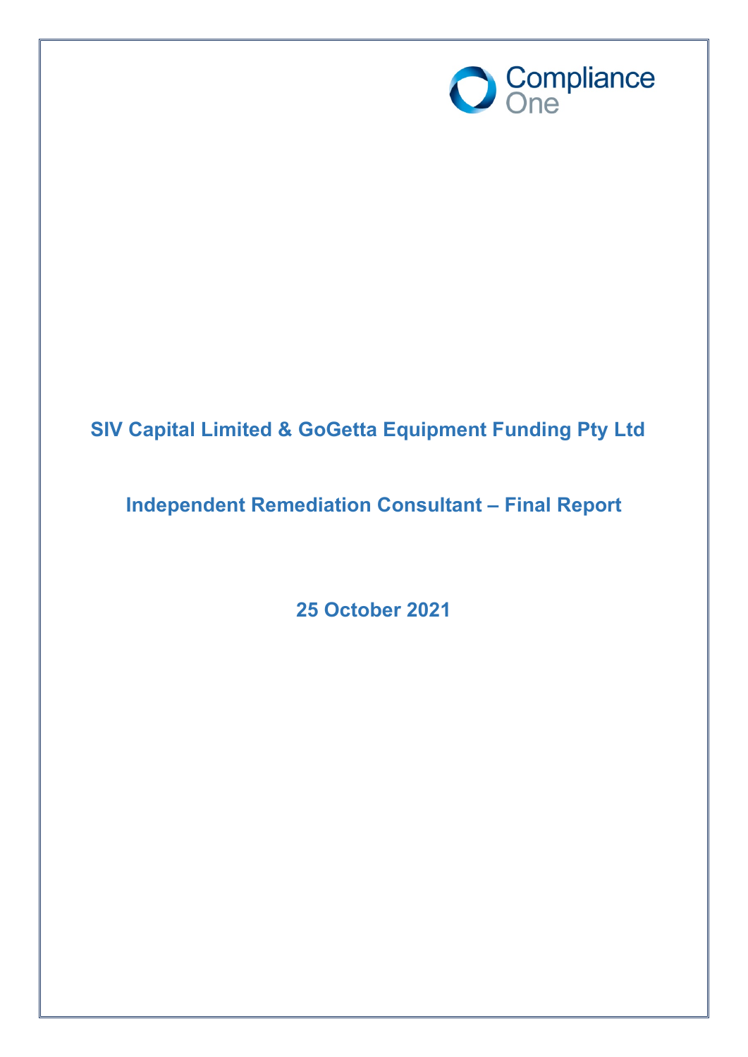Compliance One

# SIV Capital Limited & GoGetta Equipment Funding Pty Ltd

## Independent Remediation Consultant – Final Report

**25 October 2021**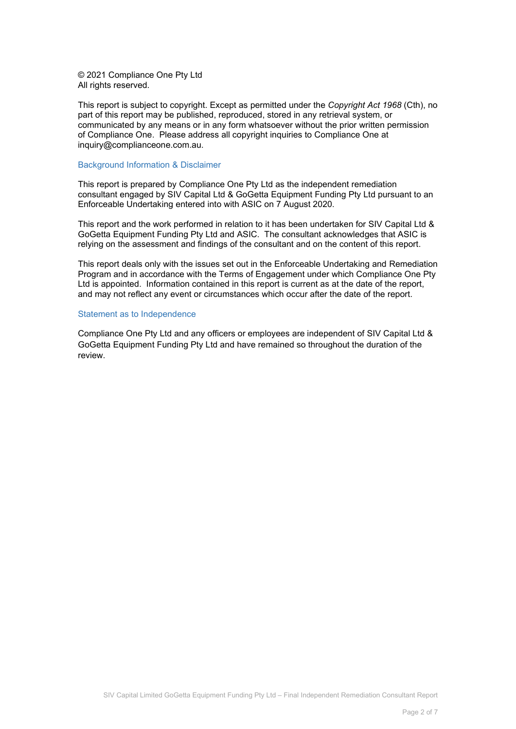© 2021 Compliance One Pty Ltd
All rights reserved.

This report is subject to copyright. Except as permitted under the *Copyright Act 1968* (Cth), no part of this report may be published, reproduced, stored in any retrieval system, or communicated by any means or in any form whatsoever without the prior written permission of Compliance One. Please address all copyright inquiries to Compliance One at inquiry@complianceone.com.au.

## Background Information & Disclaimer

This report is prepared by Compliance One Pty Ltd as the independent remediation consultant engaged by SIV Capital Ltd & GoGetta Equipment Funding Pty Ltd pursuant to an Enforceable Undertaking entered into with ASIC on 7 August 2020.

This report and the work performed in relation to it has been undertaken for SIV Capital Ltd & GoGetta Equipment Funding Pty Ltd and ASIC. The consultant acknowledges that ASIC is relying on the assessment and findings of the consultant and on the content of this report.

This report deals only with the issues set out in the Enforceable Undertaking and Remediation Program and in accordance with the Terms of Engagement under which Compliance One Pty Ltd is appointed. Information contained in this report is current as at the date of the report, and may not reflect any event or circumstances which occur after the date of the report.

## Statement as to Independence

Compliance One Pty Ltd and any officers or employees are independent of SIV Capital Ltd & GoGetta Equipment Funding Pty Ltd and have remained so throughout the duration of the review.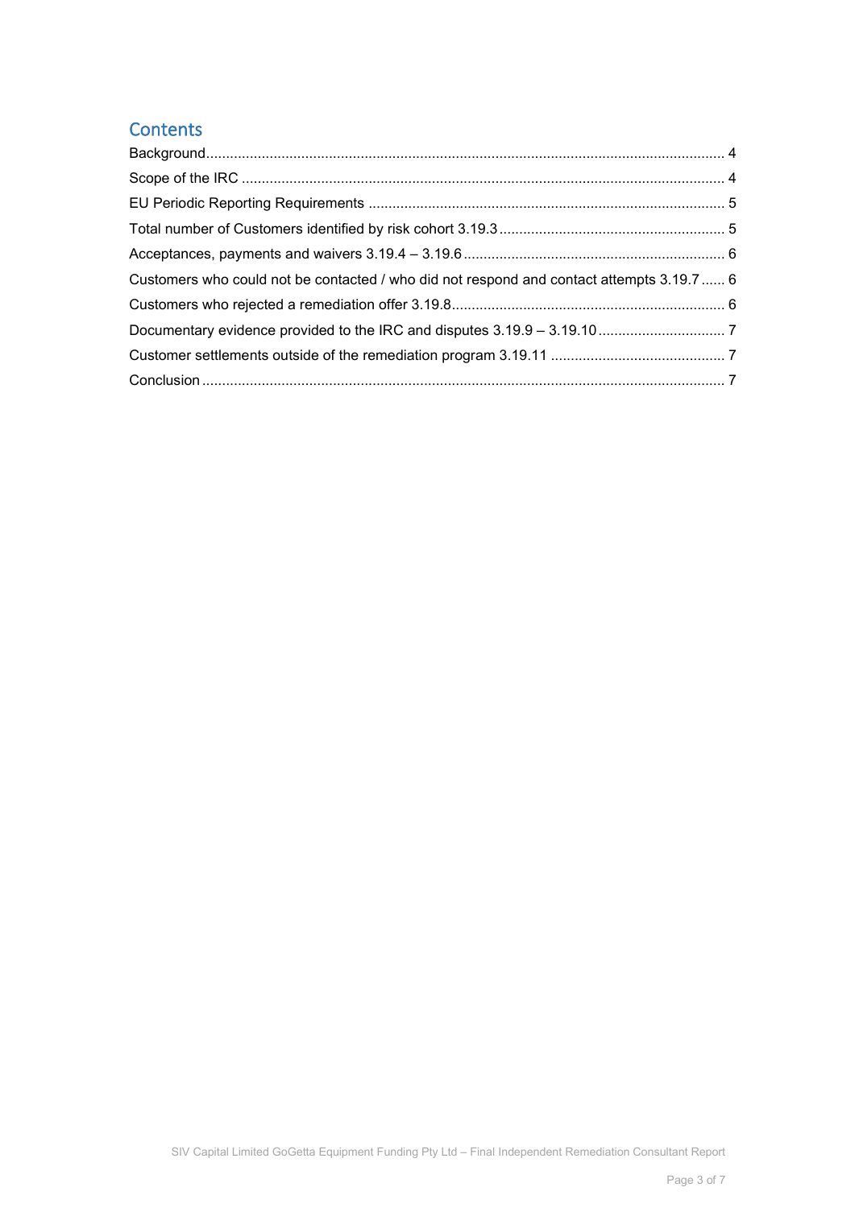## Contents

Background.......................................................................................................................... 4

Scope of the IRC ................................................................................................................. 4

EU Periodic Reporting Requirements ................................................................................. 5

Total number of Customers identified by risk cohort 3.19.3 ................................................ 5

Acceptances, payments and waivers 3.19.4 – 3.19.6 ......................................................... 6

Customers who could not be contacted / who did not respond and contact attempts 3.19.7 ...... 6

Customers who rejected a remediation offer 3.19.8............................................................ 6

Documentary evidence provided to the IRC and disputes 3.19.9 – 3.19.10 ........................ 7

Customer settlements outside of the remediation program 3.19.11 .................................... 7

Conclusion ........................................................................................................................... 7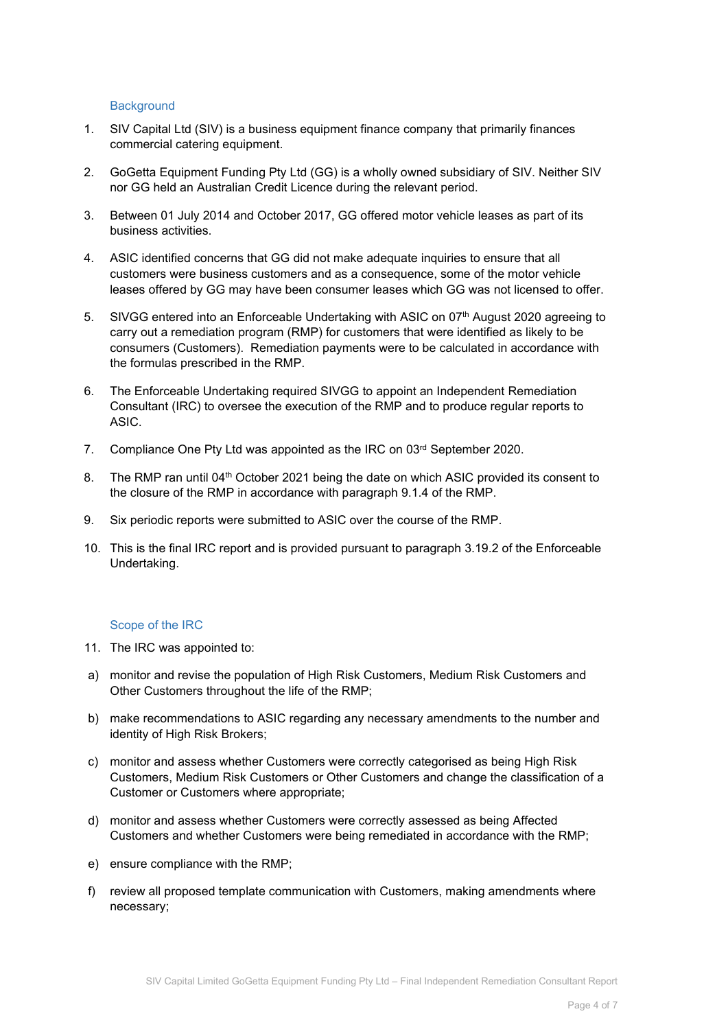## Background

1. SIV Capital Ltd (SIV) is a business equipment finance company that primarily finances commercial catering equipment.

2. GoGetta Equipment Funding Pty Ltd (GG) is a wholly owned subsidiary of SIV. Neither SIV nor GG held an Australian Credit Licence during the relevant period.

3. Between 01 July 2014 and October 2017, GG offered motor vehicle leases as part of its business activities.

4. ASIC identified concerns that GG did not make adequate inquiries to ensure that all customers were business customers and as a consequence, some of the motor vehicle leases offered by GG may have been consumer leases which GG was not licensed to offer.

5. SIVGG entered into an Enforceable Undertaking with ASIC on 07th August 2020 agreeing to carry out a remediation program (RMP) for customers that were identified as likely to be consumers (Customers). Remediation payments were to be calculated in accordance with the formulas prescribed in the RMP.

6. The Enforceable Undertaking required SIVGG to appoint an Independent Remediation Consultant (IRC) to oversee the execution of the RMP and to produce regular reports to ASIC.

7. Compliance One Pty Ltd was appointed as the IRC on 03rd September 2020.

8. The RMP ran until 04th October 2021 being the date on which ASIC provided its consent to the closure of the RMP in accordance with paragraph 9.1.4 of the RMP.

9. Six periodic reports were submitted to ASIC over the course of the RMP.

10. This is the final IRC report and is provided pursuant to paragraph 3.19.2 of the Enforceable Undertaking.

## Scope of the IRC

11. The IRC was appointed to:

a) monitor and revise the population of High Risk Customers, Medium Risk Customers and Other Customers throughout the life of the RMP;

b) make recommendations to ASIC regarding any necessary amendments to the number and identity of High Risk Brokers;

c) monitor and assess whether Customers were correctly categorised as being High Risk Customers, Medium Risk Customers or Other Customers and change the classification of a Customer or Customers where appropriate;

d) monitor and assess whether Customers were correctly assessed as being Affected Customers and whether Customers were being remediated in accordance with the RMP;

e) ensure compliance with the RMP;

f) review all proposed template communication with Customers, making amendments where necessary;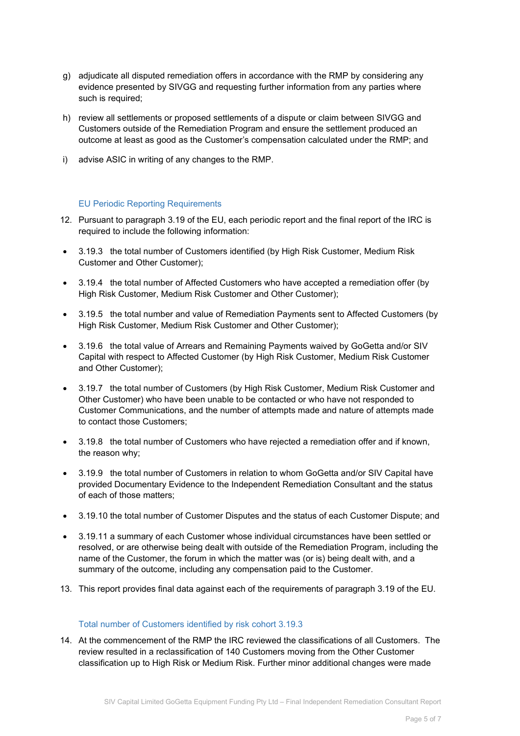g) adjudicate all disputed remediation offers in accordance with the RMP by considering any evidence presented by SIVGG and requesting further information from any parties where such is required;

h) review all settlements or proposed settlements of a dispute or claim between SIVGG and Customers outside of the Remediation Program and ensure the settlement produced an outcome at least as good as the Customer's compensation calculated under the RMP; and

i) advise ASIC in writing of any changes to the RMP.

### EU Periodic Reporting Requirements

12. Pursuant to paragraph 3.19 of the EU, each periodic report and the final report of the IRC is required to include the following information:

- 3.19.3 the total number of Customers identified (by High Risk Customer, Medium Risk Customer and Other Customer);
- 3.19.4 the total number of Affected Customers who have accepted a remediation offer (by High Risk Customer, Medium Risk Customer and Other Customer);
- 3.19.5 the total number and value of Remediation Payments sent to Affected Customers (by High Risk Customer, Medium Risk Customer and Other Customer);
- 3.19.6 the total value of Arrears and Remaining Payments waived by GoGetta and/or SIV Capital with respect to Affected Customer (by High Risk Customer, Medium Risk Customer and Other Customer);
- 3.19.7 the total number of Customers (by High Risk Customer, Medium Risk Customer and Other Customer) who have been unable to be contacted or who have not responded to Customer Communications, and the number of attempts made and nature of attempts made to contact those Customers;
- 3.19.8 the total number of Customers who have rejected a remediation offer and if known, the reason why;
- 3.19.9 the total number of Customers in relation to whom GoGetta and/or SIV Capital have provided Documentary Evidence to the Independent Remediation Consultant and the status of each of those matters;
- 3.19.10 the total number of Customer Disputes and the status of each Customer Dispute; and
- 3.19.11 a summary of each Customer whose individual circumstances have been settled or resolved, or are otherwise being dealt with outside of the Remediation Program, including the name of the Customer, the forum in which the matter was (or is) being dealt with, and a summary of the outcome, including any compensation paid to the Customer.

13. This report provides final data against each of the requirements of paragraph 3.19 of the EU.

### Total number of Customers identified by risk cohort 3.19.3

14. At the commencement of the RMP the IRC reviewed the classifications of all Customers. The review resulted in a reclassification of 140 Customers moving from the Other Customer classification up to High Risk or Medium Risk. Further minor additional changes were made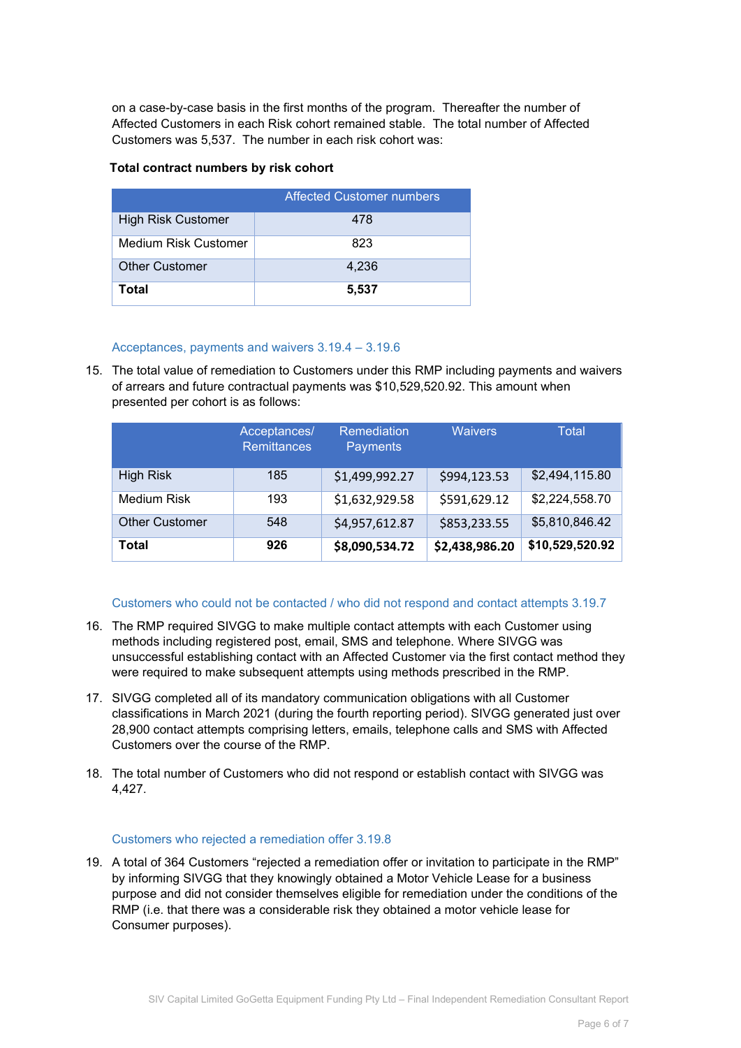on a case-by-case basis in the first months of the program. Thereafter the number of Affected Customers in each Risk cohort remained stable. The total number of Affected Customers was 5,537. The number in each risk cohort was:

**Total contract numbers by risk cohort**

| | Affected Customer numbers |
|---|---|
| High Risk Customer | 478 |
| Medium Risk Customer | 823 |
| Other Customer | 4,236 |
| **Total** | **5,537** |

### Acceptances, payments and waivers 3.19.4 – 3.19.6

15. The total value of remediation to Customers under this RMP including payments and waivers of arrears and future contractual payments was $10,529,520.92. This amount when presented per cohort is as follows:

| | Acceptances/ Remittances | Remediation Payments | Waivers | Total |
|---|---|---|---|---|
| High Risk | 185 | $1,499,992.27 | $994,123.53 | $2,494,115.80 |
| Medium Risk | 193 | $1,632,929.58 | $591,629.12 | $2,224,558.70 |
| Other Customer | 548 | $4,957,612.87 | $853,233.55 | $5,810,846.42 |
| **Total** | **926** | **$8,090,534.72** | **$2,438,986.20** | **$10,529,520.92** |

### Customers who could not be contacted / who did not respond and contact attempts 3.19.7

16. The RMP required SIVGG to make multiple contact attempts with each Customer using methods including registered post, email, SMS and telephone. Where SIVGG was unsuccessful establishing contact with an Affected Customer via the first contact method they were required to make subsequent attempts using methods prescribed in the RMP.

17. SIVGG completed all of its mandatory communication obligations with all Customer classifications in March 2021 (during the fourth reporting period). SIVGG generated just over 28,900 contact attempts comprising letters, emails, telephone calls and SMS with Affected Customers over the course of the RMP.

18. The total number of Customers who did not respond or establish contact with SIVGG was 4,427.

### Customers who rejected a remediation offer 3.19.8

19. A total of 364 Customers "rejected a remediation offer or invitation to participate in the RMP" by informing SIVGG that they knowingly obtained a Motor Vehicle Lease for a business purpose and did not consider themselves eligible for remediation under the conditions of the RMP (i.e. that there was a considerable risk they obtained a motor vehicle lease for Consumer purposes).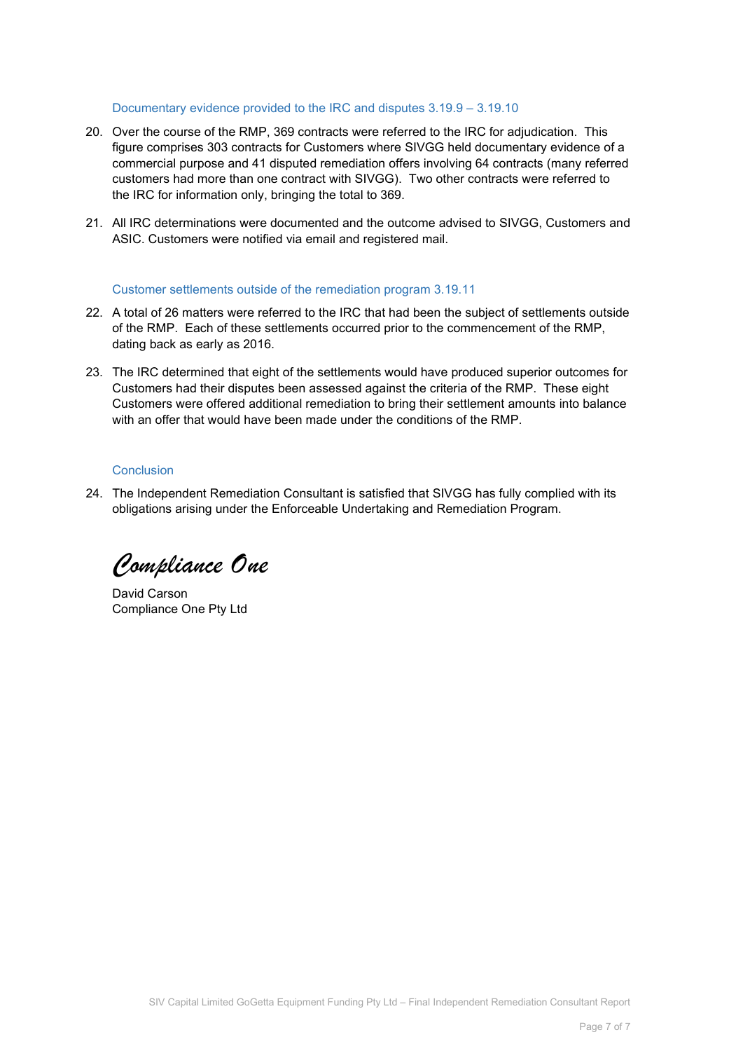### Documentary evidence provided to the IRC and disputes 3.19.9 – 3.19.10

20. Over the course of the RMP, 369 contracts were referred to the IRC for adjudication. This figure comprises 303 contracts for Customers where SIVGG held documentary evidence of a commercial purpose and 41 disputed remediation offers involving 64 contracts (many referred customers had more than one contract with SIVGG). Two other contracts were referred to the IRC for information only, bringing the total to 369.

21. All IRC determinations were documented and the outcome advised to SIVGG, Customers and ASIC. Customers were notified via email and registered mail.

### Customer settlements outside of the remediation program 3.19.11

22. A total of 26 matters were referred to the IRC that had been the subject of settlements outside of the RMP. Each of these settlements occurred prior to the commencement of the RMP, dating back as early as 2016.

23. The IRC determined that eight of the settlements would have produced superior outcomes for Customers had their disputes been assessed against the criteria of the RMP. These eight Customers were offered additional remediation to bring their settlement amounts into balance with an offer that would have been made under the conditions of the RMP.

### Conclusion

24. The Independent Remediation Consultant is satisfied that SIVGG has fully complied with its obligations arising under the Enforceable Undertaking and Remediation Program.

*Compliance One*

David Carson
Compliance One Pty Ltd